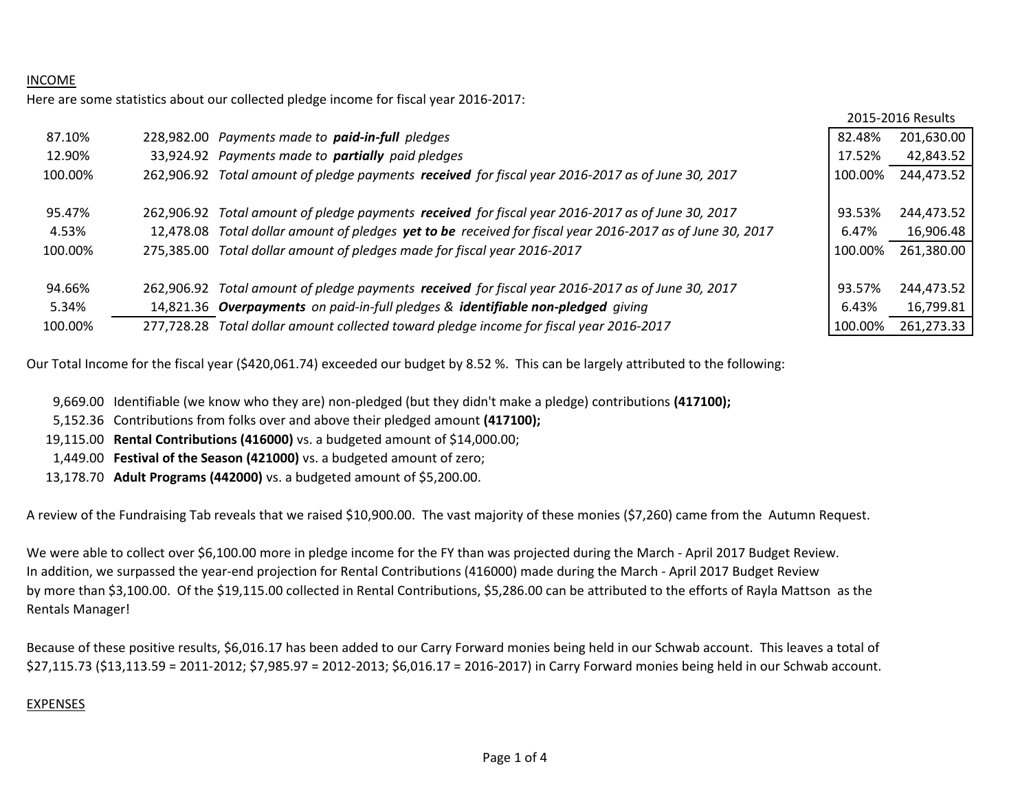INCOME

Here are some statistics about our collected pledge income for fiscal year 2016-2017:

| % | Amount | Description | 2015-2016 Results % | 2015-2016 Results Amount |
|---|---|---|---|---|
| 87.10% | 228,982.00 | *Payments made to **paid-in-full** pledges* | 82.48% | 201,630.00 |
| 12.90% | 33,924.92 | *Payments made to **partially** paid pledges* | 17.52% | 42,843.52 |
| 100.00% | 262,906.92 | *Total amount of pledge payments **received** for fiscal year 2016-2017 as of June 30, 2017* | 100.00% | 244,473.52 |
| | | | | |
| 95.47% | 262,906.92 | *Total amount of pledge payments **received** for fiscal year 2016-2017 as of June 30, 2017* | 93.53% | 244,473.52 |
| 4.53% | 12,478.08 | *Total dollar amount of pledges **yet to be** received for fiscal year 2016-2017 as of June 30, 2017* | 6.47% | 16,906.48 |
| 100.00% | 275,385.00 | *Total dollar amount of pledges made for fiscal year 2016-2017* | 100.00% | 261,380.00 |
| | | | | |
| 94.66% | 262,906.92 | *Total amount of pledge payments **received** for fiscal year 2016-2017 as of June 30, 2017* | 93.57% | 244,473.52 |
| 5.34% | 14,821.36 | ***Overpayments** on paid-in-full pledges & **identifiable non-pledged** giving* | 6.43% | 16,799.81 |
| 100.00% | 277,728.28 | *Total dollar amount collected toward pledge income for fiscal year 2016-2017* | 100.00% | 261,273.33 |

Our Total Income for the fiscal year ($420,061.74) exceeded our budget by 8.52 %. This can be largely attributed to the following:

- 9,669.00 Identifiable (we know who they are) non-pledged (but they didn't make a pledge) contributions **(417100);**
- 5,152.36 Contributions from folks over and above their pledged amount **(417100);**
- 19,115.00 **Rental Contributions (416000)** vs. a budgeted amount of $14,000.00;
- 1,449.00 **Festival of the Season (421000)** vs. a budgeted amount of zero;
- 13,178.70 **Adult Programs (442000)** vs. a budgeted amount of $5,200.00.

A review of the Fundraising Tab reveals that we raised $10,900.00. The vast majority of these monies ($7,260) came from the Autumn Request.

We were able to collect over $6,100.00 more in pledge income for the FY than was projected during the March - April 2017 Budget Review. In addition, we surpassed the year-end projection for Rental Contributions (416000) made during the March - April 2017 Budget Review by more than $3,100.00. Of the $19,115.00 collected in Rental Contributions, $5,286.00 can be attributed to the efforts of Rayla Mattson as the Rentals Manager!

Because of these positive results, $6,016.17 has been added to our Carry Forward monies being held in our Schwab account. This leaves a total of $27,115.73 ($13,113.59 = 2011-2012; $7,985.97 = 2012-2013; $6,016.17 = 2016-2017) in Carry Forward monies being held in our Schwab account.

EXPENSES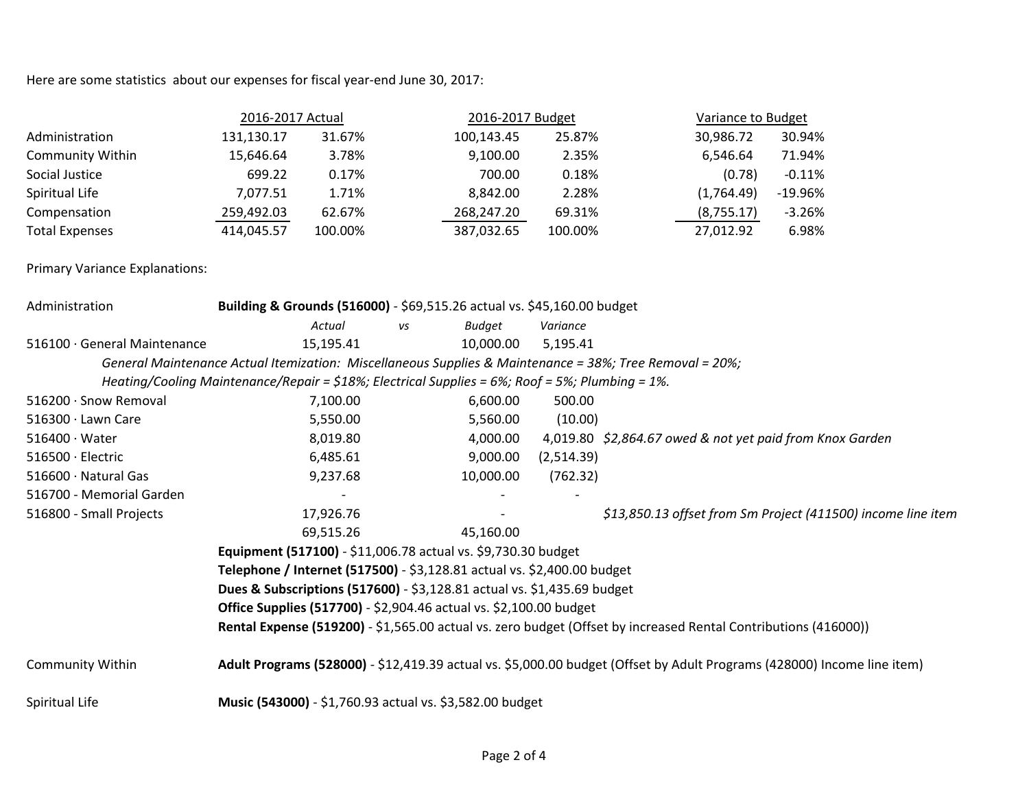Here are some statistics about our expenses for fiscal year-end June 30, 2017:

| | 2016-2017 Actual | | 2016-2017 Budget | | Variance to Budget | |
|---|---|---|---|---|---|---|
| Administration | 131,130.17 | 31.67% | 100,143.45 | 25.87% | 30,986.72 | 30.94% |
| Community Within | 15,646.64 | 3.78% | 9,100.00 | 2.35% | 6,546.64 | 71.94% |
| Social Justice | 699.22 | 0.17% | 700.00 | 0.18% | (0.78) | -0.11% |
| Spiritual Life | 7,077.51 | 1.71% | 8,842.00 | 2.28% | (1,764.49) | -19.96% |
| Compensation | 259,492.03 | 62.67% | 268,247.20 | 69.31% | (8,755.17) | -3.26% |
| Total Expenses | 414,045.57 | 100.00% | 387,032.65 | 100.00% | 27,012.92 | 6.98% |

Primary Variance Explanations:

**Administration**

**Building & Grounds (516000)** - $69,515.26 actual vs. $45,160.00 budget

| | *Actual* | *vs* | *Budget* | *Variance* | |
|---|---|---|---|---|---|
| 516100 · General Maintenance | 15,195.41 | | 10,000.00 | 5,195.41 | |
| 516200 · Snow Removal | 7,100.00 | | 6,600.00 | 500.00 | |
| 516300 · Lawn Care | 5,550.00 | | 5,560.00 | (10.00) | |
| 516400 · Water | 8,019.80 | | 4,000.00 | 4,019.80 | *$2,864.67 owed & not yet paid from Knox Garden* |
| 516500 · Electric | 6,485.61 | | 9,000.00 | (2,514.39) | |
| 516600 · Natural Gas | 9,237.68 | | 10,000.00 | (762.32) | |
| 516700 - Memorial Garden | - | | - | - | |
| 516800 - Small Projects | 17,926.76 | | - | | *$13,850.13 offset from Sm Project (411500) income line item* |
| | 69,515.26 | | 45,160.00 | | |

*General Maintenance Actual Itemization: Miscellaneous Supplies & Maintenance = 38%; Tree Removal = 20%; Heating/Cooling Maintenance/Repair = $18%; Electrical Supplies = 6%; Roof = 5%; Plumbing = 1%.*

**Equipment (517100)** - $11,006.78 actual vs. $9,730.30 budget

**Telephone / Internet (517500)** - $3,128.81 actual vs. $2,400.00 budget

**Dues & Subscriptions (517600)** - $3,128.81 actual vs. $1,435.69 budget

**Office Supplies (517700)** - $2,904.46 actual vs. $2,100.00 budget

**Rental Expense (519200)** - $1,565.00 actual vs. zero budget (Offset by increased Rental Contributions (416000))

**Community Within**

**Adult Programs (528000)** - $12,419.39 actual vs. $5,000.00 budget (Offset by Adult Programs (428000) Income line item)

**Spiritual Life**

**Music (543000)** - $1,760.93 actual vs. $3,582.00 budget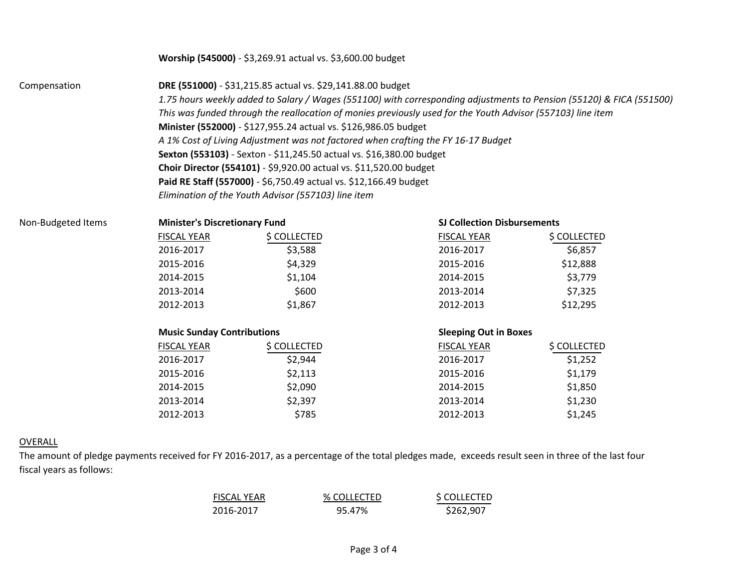**Worship (545000)** - $3,269.91 actual vs. $3,600.00 budget

Compensation

**DRE (551000)** - $31,215.85 actual vs. $29,141.88.00 budget

*1.75 hours weekly added to Salary / Wages (551100) with corresponding adjustments to Pension (55120) & FICA (551500)*

*This was funded through the reallocation of monies previously used for the Youth Advisor (557103) line item*

**Minister (552000)** - $127,955.24 actual vs. $126,986.05 budget

*A 1% Cost of Living Adjustment was not factored when crafting the FY 16-17 Budget*

**Sexton (553103)** - Sexton - $11,245.50 actual vs. $16,380.00 budget

**Choir Director (554101)** - $9,920.00 actual vs. $11,520.00 budget

**Paid RE Staff (557000)** - $6,750.49 actual vs. $12,166.49 budget

*Elimination of the Youth Advisor (557103) line item*

Non-Budgeted Items

**Minister's Discretionary Fund**

| FISCAL YEAR | $ COLLECTED |
|---|---|
| 2016-2017 | $3,588 |
| 2015-2016 | $4,329 |
| 2014-2015 | $1,104 |
| 2013-2014 | $600 |
| 2012-2013 | $1,867 |

**SJ Collection Disbursements**

| FISCAL YEAR | $ COLLECTED |
|---|---|
| 2016-2017 | $6,857 |
| 2015-2016 | $12,888 |
| 2014-2015 | $3,779 |
| 2013-2014 | $7,325 |
| 2012-2013 | $12,295 |

**Music Sunday Contributions**

| FISCAL YEAR | $ COLLECTED |
|---|---|
| 2016-2017 | $2,944 |
| 2015-2016 | $2,113 |
| 2014-2015 | $2,090 |
| 2013-2014 | $2,397 |
| 2012-2013 | $785 |

**Sleeping Out in Boxes**

| FISCAL YEAR | $ COLLECTED |
|---|---|
| 2016-2017 | $1,252 |
| 2015-2016 | $1,179 |
| 2014-2015 | $1,850 |
| 2013-2014 | $1,230 |
| 2012-2013 | $1,245 |

## OVERALL

The amount of pledge payments received for FY 2016-2017, as a percentage of the total pledges made, exceeds result seen in three of the last four fiscal years as follows:

| FISCAL YEAR | % COLLECTED | $ COLLECTED |
|---|---|---|
| 2016-2017 | 95.47% | $262,907 |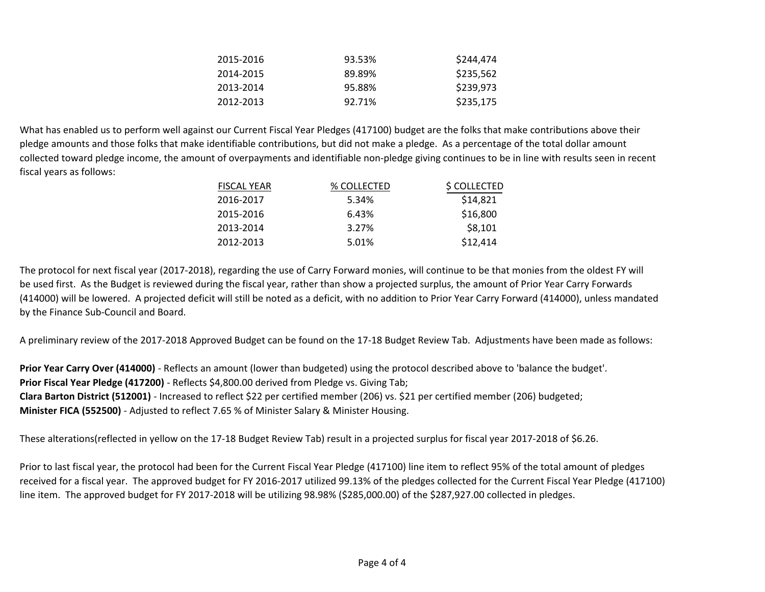| | | |
|---|---|---|
| 2015-2016 | 93.53% | \$244,474 |
| 2014-2015 | 89.89% | \$235,562 |
| 2013-2014 | 95.88% | \$239,973 |
| 2012-2013 | 92.71% | \$235,175 |

What has enabled us to perform well against our Current Fiscal Year Pledges (417100) budget are the folks that make contributions above their pledge amounts and those folks that make identifiable contributions, but did not make a pledge. As a percentage of the total dollar amount collected toward pledge income, the amount of overpayments and identifiable non-pledge giving continues to be in line with results seen in recent fiscal years as follows:

| FISCAL YEAR | % COLLECTED | \$ COLLECTED |
|---|---|---|
| 2016-2017 | 5.34% | \$14,821 |
| 2015-2016 | 6.43% | \$16,800 |
| 2013-2014 | 3.27% | \$8,101 |
| 2012-2013 | 5.01% | \$12,414 |

The protocol for next fiscal year (2017-2018), regarding the use of Carry Forward monies, will continue to be that monies from the oldest FY will be used first. As the Budget is reviewed during the fiscal year, rather than show a projected surplus, the amount of Prior Year Carry Forwards (414000) will be lowered. A projected deficit will still be noted as a deficit, with no addition to Prior Year Carry Forward (414000), unless mandated by the Finance Sub-Council and Board.

A preliminary review of the 2017-2018 Approved Budget can be found on the 17-18 Budget Review Tab. Adjustments have been made as follows:

**Prior Year Carry Over (414000)** - Reflects an amount (lower than budgeted) using the protocol described above to 'balance the budget'.
**Prior Fiscal Year Pledge (417200)** - Reflects \$4,800.00 derived from Pledge vs. Giving Tab;
**Clara Barton District (512001)** - Increased to reflect \$22 per certified member (206) vs. \$21 per certified member (206) budgeted;
**Minister FICA (552500)** - Adjusted to reflect 7.65 % of Minister Salary & Minister Housing.

These alterations(reflected in yellow on the 17-18 Budget Review Tab) result in a projected surplus for fiscal year 2017-2018 of \$6.26.

Prior to last fiscal year, the protocol had been for the Current Fiscal Year Pledge (417100) line item to reflect 95% of the total amount of pledges received for a fiscal year. The approved budget for FY 2016-2017 utilized 99.13% of the pledges collected for the Current Fiscal Year Pledge (417100) line item. The approved budget for FY 2017-2018 will be utilizing 98.98% (\$285,000.00) of the \$287,927.00 collected in pledges.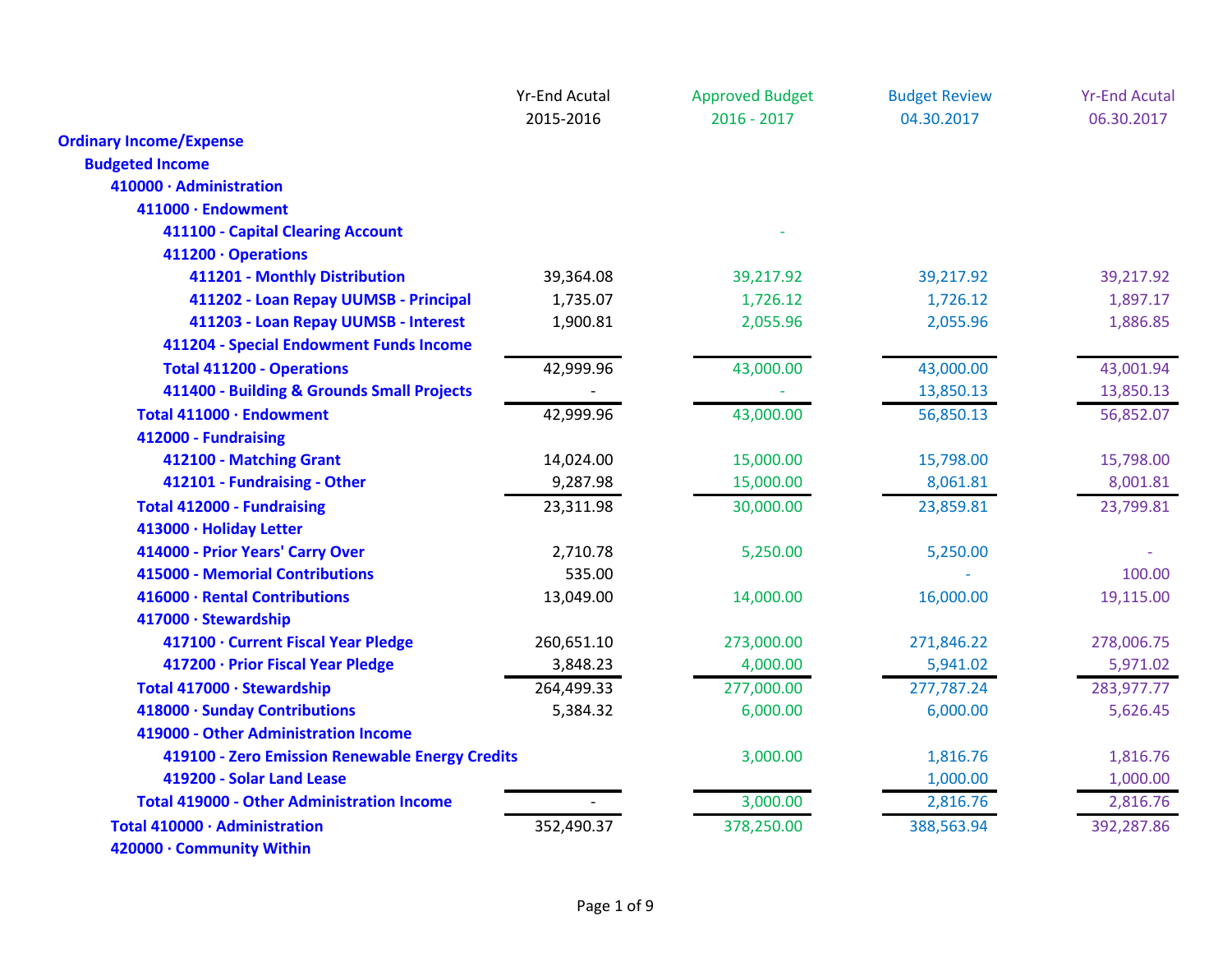| | Yr-End Acutal 2015-2016 | Approved Budget 2016 - 2017 | Budget Review 04.30.2017 | Yr-End Acutal 06.30.2017 |
|---|---|---|---|---|
| **Ordinary Income/Expense** | | | | |
| **Budgeted Income** | | | | |
| **410000 · Administration** | | | | |
| **411000 · Endowment** | | | | |
| **411100 - Capital Clearing Account** | | - | | |
| **411200 · Operations** | | | | |
| **411201 - Monthly Distribution** | 39,364.08 | 39,217.92 | 39,217.92 | 39,217.92 |
| **411202 - Loan Repay UUMSB - Principal** | 1,735.07 | 1,726.12 | 1,726.12 | 1,897.17 |
| **411203 - Loan Repay UUMSB - Interest** | 1,900.81 | 2,055.96 | 2,055.96 | 1,886.85 |
| **411204 - Special Endowment Funds Income** | | | | |
| **Total 411200 - Operations** | 42,999.96 | 43,000.00 | 43,000.00 | 43,001.94 |
| **411400 - Building & Grounds Small Projects** | - | - | 13,850.13 | 13,850.13 |
| **Total 411000 · Endowment** | 42,999.96 | 43,000.00 | 56,850.13 | 56,852.07 |
| **412000 - Fundraising** | | | | |
| **412100 - Matching Grant** | 14,024.00 | 15,000.00 | 15,798.00 | 15,798.00 |
| **412101 - Fundraising - Other** | 9,287.98 | 15,000.00 | 8,061.81 | 8,001.81 |
| **Total 412000 - Fundraising** | 23,311.98 | 30,000.00 | 23,859.81 | 23,799.81 |
| **413000 · Holiday Letter** | | | | |
| **414000 - Prior Years' Carry Over** | 2,710.78 | 5,250.00 | 5,250.00 | - |
| **415000 - Memorial Contributions** | 535.00 | | - | 100.00 |
| **416000 · Rental Contributions** | 13,049.00 | 14,000.00 | 16,000.00 | 19,115.00 |
| **417000 · Stewardship** | | | | |
| **417100 · Current Fiscal Year Pledge** | 260,651.10 | 273,000.00 | 271,846.22 | 278,006.75 |
| **417200 · Prior Fiscal Year Pledge** | 3,848.23 | 4,000.00 | 5,941.02 | 5,971.02 |
| **Total 417000 · Stewardship** | 264,499.33 | 277,000.00 | 277,787.24 | 283,977.77 |
| **418000 · Sunday Contributions** | 5,384.32 | 6,000.00 | 6,000.00 | 5,626.45 |
| **419000 - Other Administration Income** | | | | |
| **419100 - Zero Emission Renewable Energy Credits** | | 3,000.00 | 1,816.76 | 1,816.76 |
| **419200 - Solar Land Lease** | | | 1,000.00 | 1,000.00 |
| **Total 419000 - Other Administration Income** | - | 3,000.00 | 2,816.76 | 2,816.76 |
| **Total 410000 · Administration** | 352,490.37 | 378,250.00 | 388,563.94 | 392,287.86 |
| **420000 · Community Within** | | | | |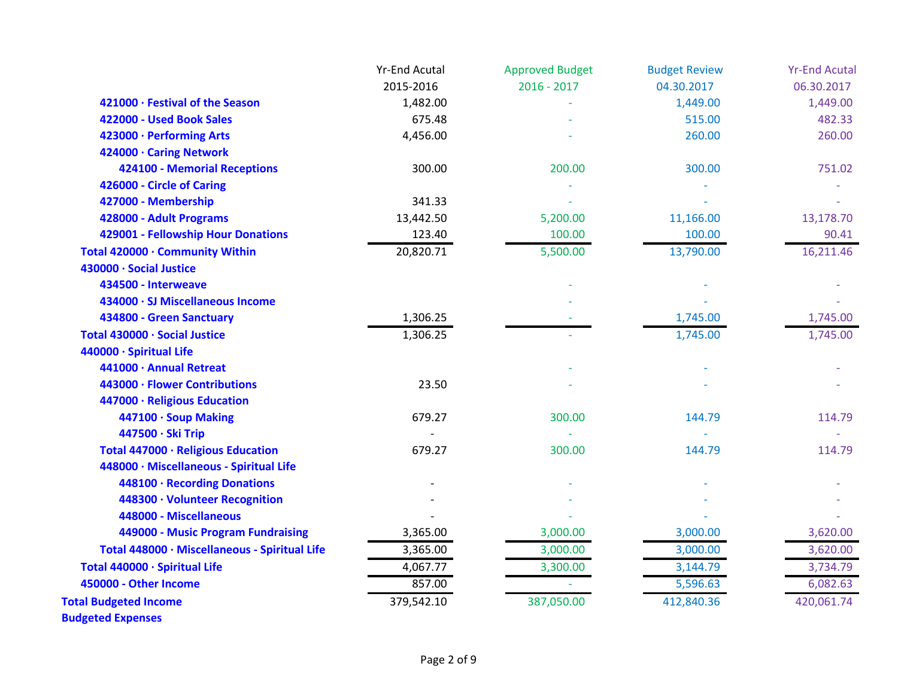| | Yr-End Acutal 2015-2016 | Approved Budget 2016 - 2017 | Budget Review 04.30.2017 | Yr-End Acutal 06.30.2017 |
|---|---|---|---|---|
| **421000 · Festival of the Season** | 1,482.00 | - | 1,449.00 | 1,449.00 |
| **422000 - Used Book Sales** | 675.48 | - | 515.00 | 482.33 |
| **423000 · Performing Arts** | 4,456.00 | - | 260.00 | 260.00 |
| **424000 · Caring Network** | | | | |
| **424100 - Memorial Receptions** | 300.00 | 200.00 | 300.00 | 751.02 |
| **426000 - Circle of Caring** | | - | - | - |
| **427000 - Membership** | 341.33 | - | - | - |
| **428000 - Adult Programs** | 13,442.50 | 5,200.00 | 11,166.00 | 13,178.70 |
| **429001 - Fellowship Hour Donations** | 123.40 | 100.00 | 100.00 | 90.41 |
| **Total 420000 · Community Within** | 20,820.71 | 5,500.00 | 13,790.00 | 16,211.46 |
| **430000 · Social Justice** | | | | |
| **434500 - Interweave** | | - | - | - |
| **434000 · SJ Miscellaneous Income** | | - | - | - |
| **434800 - Green Sanctuary** | 1,306.25 | - | 1,745.00 | 1,745.00 |
| **Total 430000 · Social Justice** | 1,306.25 | - | 1,745.00 | 1,745.00 |
| **440000 · Spiritual Life** | | | | |
| **441000 · Annual Retreat** | | - | - | - |
| **443000 · Flower Contributions** | 23.50 | - | - | - |
| **447000 · Religious Education** | | | | |
| **447100 · Soup Making** | 679.27 | 300.00 | 144.79 | 114.79 |
| **447500 · Ski Trip** | - | - | - | - |
| **Total 447000 · Religious Education** | 679.27 | 300.00 | 144.79 | 114.79 |
| **448000 · Miscellaneous - Spiritual Life** | | | | |
| **448100 · Recording Donations** | - | - | - | - |
| **448300 · Volunteer Recognition** | - | - | - | - |
| **448000 - Miscellaneous** | - | - | - | - |
| **449000 - Music Program Fundraising** | 3,365.00 | 3,000.00 | 3,000.00 | 3,620.00 |
| **Total 448000 · Miscellaneous - Spiritual Life** | 3,365.00 | 3,000.00 | 3,000.00 | 3,620.00 |
| **Total 440000 · Spiritual Life** | 4,067.77 | 3,300.00 | 3,144.79 | 3,734.79 |
| **450000 - Other Income** | 857.00 | - | 5,596.63 | 6,082.63 |
| **Total Budgeted Income** | 379,542.10 | 387,050.00 | 412,840.36 | 420,061.74 |
| **Budgeted Expenses** | | | | |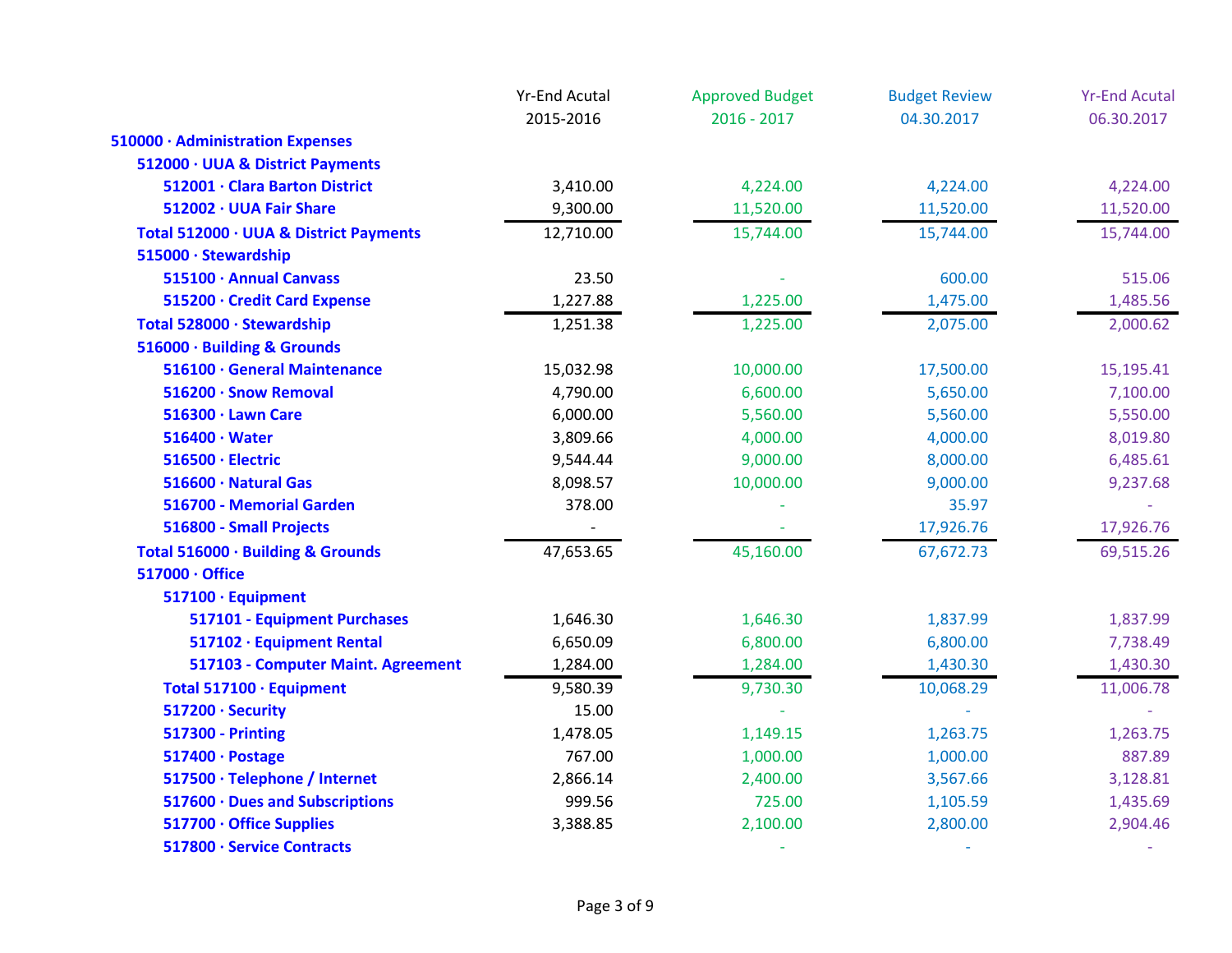| | Yr-End Acutal 2015-2016 | Approved Budget 2016 - 2017 | Budget Review 04.30.2017 | Yr-End Acutal 06.30.2017 |
|---|---|---|---|---|
| **510000 · Administration Expenses** | | | | |
| **512000 · UUA & District Payments** | | | | |
| **512001 · Clara Barton District** | 3,410.00 | 4,224.00 | 4,224.00 | 4,224.00 |
| **512002 · UUA Fair Share** | 9,300.00 | 11,520.00 | 11,520.00 | 11,520.00 |
| **Total 512000 · UUA & District Payments** | 12,710.00 | 15,744.00 | 15,744.00 | 15,744.00 |
| **515000 · Stewardship** | | | | |
| **515100 · Annual Canvass** | 23.50 | - | 600.00 | 515.06 |
| **515200 · Credit Card Expense** | 1,227.88 | 1,225.00 | 1,475.00 | 1,485.56 |
| **Total 528000 · Stewardship** | 1,251.38 | 1,225.00 | 2,075.00 | 2,000.62 |
| **516000 · Building & Grounds** | | | | |
| **516100 · General Maintenance** | 15,032.98 | 10,000.00 | 17,500.00 | 15,195.41 |
| **516200 · Snow Removal** | 4,790.00 | 6,600.00 | 5,650.00 | 7,100.00 |
| **516300 · Lawn Care** | 6,000.00 | 5,560.00 | 5,560.00 | 5,550.00 |
| **516400 · Water** | 3,809.66 | 4,000.00 | 4,000.00 | 8,019.80 |
| **516500 · Electric** | 9,544.44 | 9,000.00 | 8,000.00 | 6,485.61 |
| **516600 · Natural Gas** | 8,098.57 | 10,000.00 | 9,000.00 | 9,237.68 |
| **516700 - Memorial Garden** | 378.00 | - | 35.97 | - |
| **516800 - Small Projects** | - | - | 17,926.76 | 17,926.76 |
| **Total 516000 · Building & Grounds** | 47,653.65 | 45,160.00 | 67,672.73 | 69,515.26 |
| **517000 · Office** | | | | |
| **517100 · Equipment** | | | | |
| **517101 - Equipment Purchases** | 1,646.30 | 1,646.30 | 1,837.99 | 1,837.99 |
| **517102 · Equipment Rental** | 6,650.09 | 6,800.00 | 6,800.00 | 7,738.49 |
| **517103 - Computer Maint. Agreement** | 1,284.00 | 1,284.00 | 1,430.30 | 1,430.30 |
| **Total 517100 · Equipment** | 9,580.39 | 9,730.30 | 10,068.29 | 11,006.78 |
| **517200 · Security** | 15.00 | - | - | - |
| **517300 - Printing** | 1,478.05 | 1,149.15 | 1,263.75 | 1,263.75 |
| **517400 · Postage** | 767.00 | 1,000.00 | 1,000.00 | 887.89 |
| **517500 · Telephone / Internet** | 2,866.14 | 2,400.00 | 3,567.66 | 3,128.81 |
| **517600 · Dues and Subscriptions** | 999.56 | 725.00 | 1,105.59 | 1,435.69 |
| **517700 · Office Supplies** | 3,388.85 | 2,100.00 | 2,800.00 | 2,904.46 |
| **517800 · Service Contracts** | | - | - | - |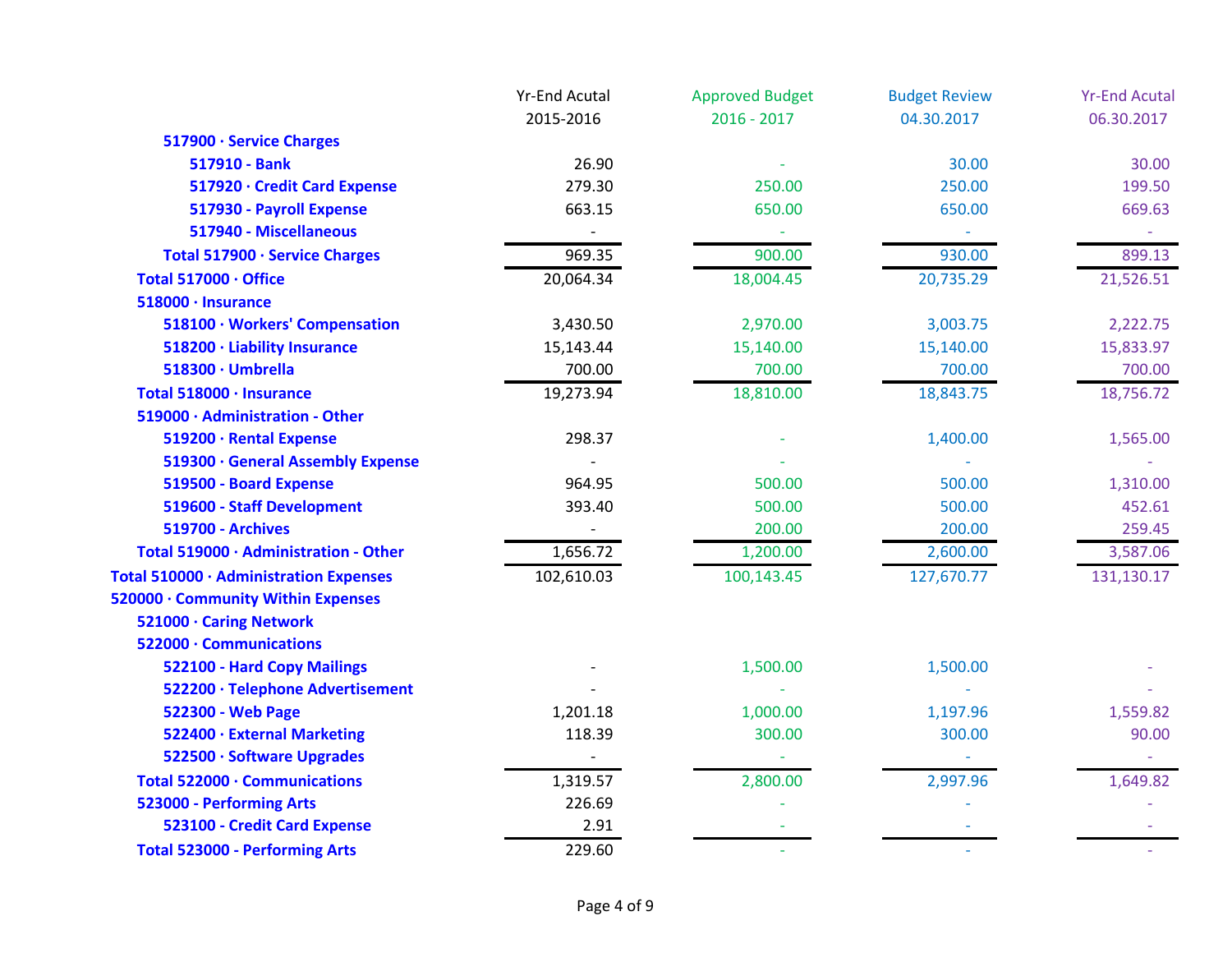| | Yr-End Acutal 2015-2016 | Approved Budget 2016 - 2017 | Budget Review 04.30.2017 | Yr-End Acutal 06.30.2017 |
|---|---|---|---|---|
| **517900 · Service Charges** | | | | |
| **517910 - Bank** | 26.90 | - | 30.00 | 30.00 |
| **517920 · Credit Card Expense** | 279.30 | 250.00 | 250.00 | 199.50 |
| **517930 - Payroll Expense** | 663.15 | 650.00 | 650.00 | 669.63 |
| **517940 - Miscellaneous** | - | - | - | - |
| **Total 517900 · Service Charges** | 969.35 | 900.00 | 930.00 | 899.13 |
| **Total 517000 · Office** | 20,064.34 | 18,004.45 | 20,735.29 | 21,526.51 |
| **518000 · Insurance** | | | | |
| **518100 · Workers' Compensation** | 3,430.50 | 2,970.00 | 3,003.75 | 2,222.75 |
| **518200 · Liability Insurance** | 15,143.44 | 15,140.00 | 15,140.00 | 15,833.97 |
| **518300 · Umbrella** | 700.00 | 700.00 | 700.00 | 700.00 |
| **Total 518000 · Insurance** | 19,273.94 | 18,810.00 | 18,843.75 | 18,756.72 |
| **519000 · Administration - Other** | | | | |
| **519200 · Rental Expense** | 298.37 | - | 1,400.00 | 1,565.00 |
| **519300 · General Assembly Expense** | - | - | - | - |
| **519500 - Board Expense** | 964.95 | 500.00 | 500.00 | 1,310.00 |
| **519600 - Staff Development** | 393.40 | 500.00 | 500.00 | 452.61 |
| **519700 - Archives** | - | 200.00 | 200.00 | 259.45 |
| **Total 519000 · Administration - Other** | 1,656.72 | 1,200.00 | 2,600.00 | 3,587.06 |
| **Total 510000 · Administration Expenses** | 102,610.03 | 100,143.45 | 127,670.77 | 131,130.17 |
| **520000 · Community Within Expenses** | | | | |
| **521000 · Caring Network** | | | | |
| **522000 · Communications** | | | | |
| **522100 - Hard Copy Mailings** | - | 1,500.00 | 1,500.00 | - |
| **522200 · Telephone Advertisement** | - | - | - | - |
| **522300 - Web Page** | 1,201.18 | 1,000.00 | 1,197.96 | 1,559.82 |
| **522400 · External Marketing** | 118.39 | 300.00 | 300.00 | 90.00 |
| **522500 · Software Upgrades** | - | - | - | - |
| **Total 522000 · Communications** | 1,319.57 | 2,800.00 | 2,997.96 | 1,649.82 |
| **523000 - Performing Arts** | 226.69 | - | - | - |
| **523100 - Credit Card Expense** | 2.91 | - | - | - |
| **Total 523000 - Performing Arts** | 229.60 | - | - | - |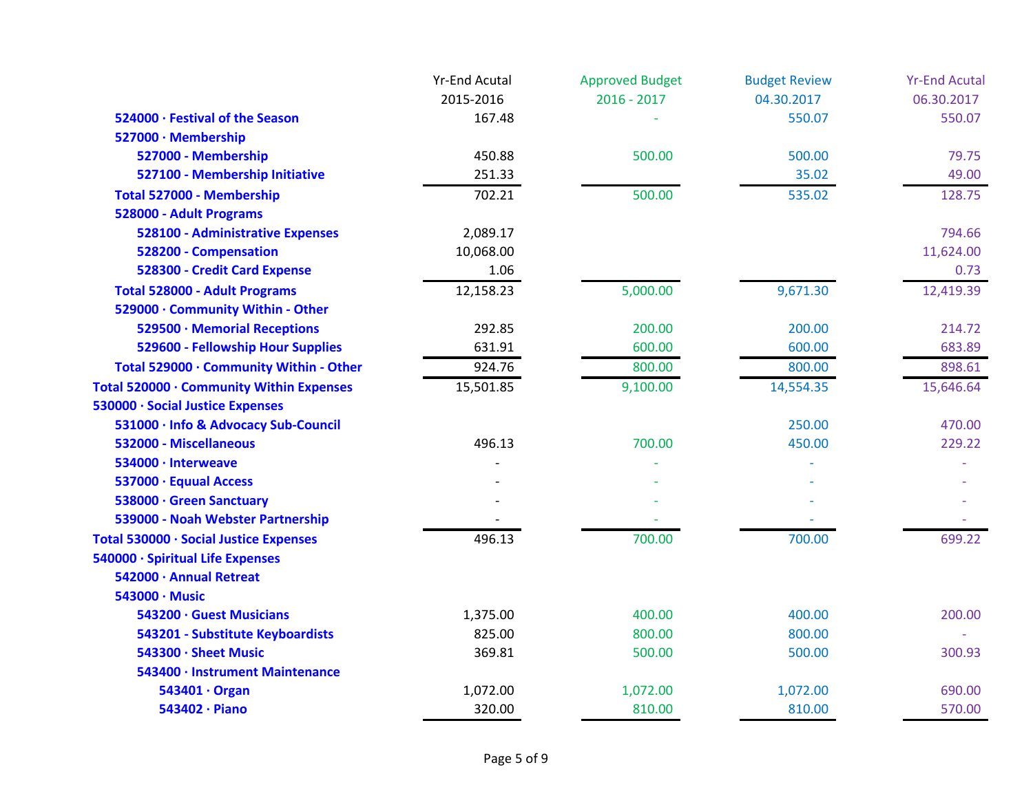| | Yr-End Acutal 2015-2016 | Approved Budget 2016 - 2017 | Budget Review 04.30.2017 | Yr-End Acutal 06.30.2017 |
|---|---|---|---|---|
| **524000 · Festival of the Season** | 167.48 | - | 550.07 | 550.07 |
| **527000 · Membership** | | | | |
| **527000 - Membership** | 450.88 | 500.00 | 500.00 | 79.75 |
| **527100 - Membership Initiative** | 251.33 | | 35.02 | 49.00 |
| **Total 527000 - Membership** | 702.21 | 500.00 | 535.02 | 128.75 |
| **528000 - Adult Programs** | | | | |
| **528100 - Administrative Expenses** | 2,089.17 | | | 794.66 |
| **528200 - Compensation** | 10,068.00 | | | 11,624.00 |
| **528300 - Credit Card Expense** | 1.06 | | | 0.73 |
| **Total 528000 - Adult Programs** | 12,158.23 | 5,000.00 | 9,671.30 | 12,419.39 |
| **529000 · Community Within - Other** | | | | |
| **529500 · Memorial Receptions** | 292.85 | 200.00 | 200.00 | 214.72 |
| **529600 - Fellowship Hour Supplies** | 631.91 | 600.00 | 600.00 | 683.89 |
| **Total 529000 · Community Within - Other** | 924.76 | 800.00 | 800.00 | 898.61 |
| **Total 520000 · Community Within Expenses** | 15,501.85 | 9,100.00 | 14,554.35 | 15,646.64 |
| **530000 · Social Justice Expenses** | | | | |
| **531000 · Info & Advocacy Sub-Council** | | | 250.00 | 470.00 |
| **532000 - Miscellaneous** | 496.13 | 700.00 | 450.00 | 229.22 |
| **534000 · Interweave** | - | - | - | - |
| **537000 · Equual Access** | - | - | - | - |
| **538000 · Green Sanctuary** | - | - | - | - |
| **539000 - Noah Webster Partnership** | - | - | - | - |
| **Total 530000 · Social Justice Expenses** | 496.13 | 700.00 | 700.00 | 699.22 |
| **540000 · Spiritual Life Expenses** | | | | |
| **542000 · Annual Retreat** | | | | |
| **543000 · Music** | | | | |
| **543200 · Guest Musicians** | 1,375.00 | 400.00 | 400.00 | 200.00 |
| **543201 - Substitute Keyboardists** | 825.00 | 800.00 | 800.00 | - |
| **543300 · Sheet Music** | 369.81 | 500.00 | 500.00 | 300.93 |
| **543400 · Instrument Maintenance** | | | | |
| **543401 · Organ** | 1,072.00 | 1,072.00 | 1,072.00 | 690.00 |
| **543402 · Piano** | 320.00 | 810.00 | 810.00 | 570.00 |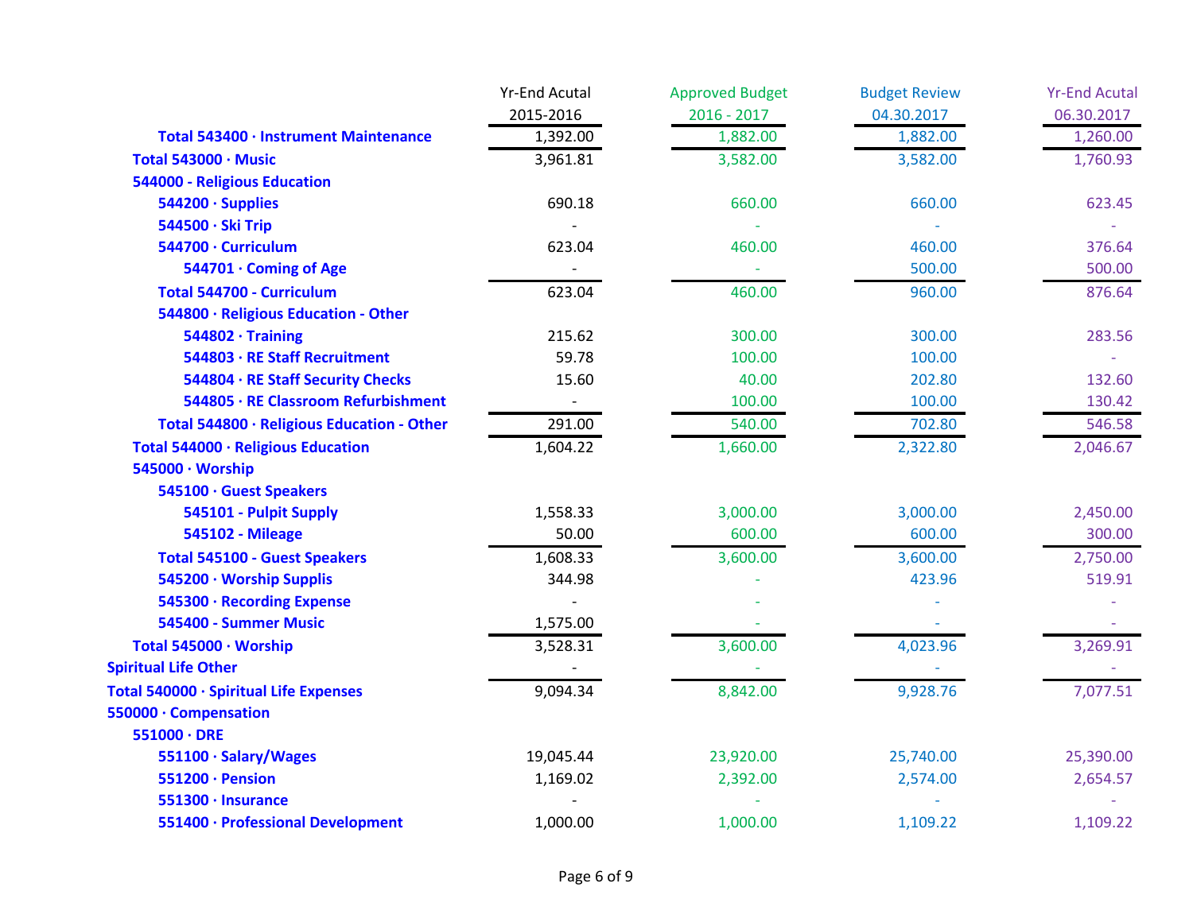| | Yr-End Acutal 2015-2016 | Approved Budget 2016 - 2017 | Budget Review 04.30.2017 | Yr-End Acutal 06.30.2017 |
|---|---|---|---|---|
| **Total 543400 · Instrument Maintenance** | 1,392.00 | 1,882.00 | 1,882.00 | 1,260.00 |
| **Total 543000 · Music** | 3,961.81 | 3,582.00 | 3,582.00 | 1,760.93 |
| **544000 - Religious Education** | | | | |
| **544200 · Supplies** | 690.18 | 660.00 | 660.00 | 623.45 |
| **544500 · Ski Trip** | - | - | - | - |
| **544700 · Curriculum** | 623.04 | 460.00 | 460.00 | 376.64 |
| **544701 · Coming of Age** | - | - | 500.00 | 500.00 |
| **Total 544700 - Curriculum** | 623.04 | 460.00 | 960.00 | 876.64 |
| **544800 · Religious Education - Other** | | | | |
| **544802 · Training** | 215.62 | 300.00 | 300.00 | 283.56 |
| **544803 · RE Staff Recruitment** | 59.78 | 100.00 | 100.00 | - |
| **544804 · RE Staff Security Checks** | 15.60 | 40.00 | 202.80 | 132.60 |
| **544805 · RE Classroom Refurbishment** | - | 100.00 | 100.00 | 130.42 |
| **Total 544800 · Religious Education - Other** | 291.00 | 540.00 | 702.80 | 546.58 |
| **Total 544000 · Religious Education** | 1,604.22 | 1,660.00 | 2,322.80 | 2,046.67 |
| **545000 · Worship** | | | | |
| **545100 · Guest Speakers** | | | | |
| **545101 - Pulpit Supply** | 1,558.33 | 3,000.00 | 3,000.00 | 2,450.00 |
| **545102 - Mileage** | 50.00 | 600.00 | 600.00 | 300.00 |
| **Total 545100 - Guest Speakers** | 1,608.33 | 3,600.00 | 3,600.00 | 2,750.00 |
| **545200 · Worship Supplis** | 344.98 | - | 423.96 | 519.91 |
| **545300 · Recording Expense** | - | - | - | - |
| **545400 - Summer Music** | 1,575.00 | - | - | - |
| **Total 545000 · Worship** | 3,528.31 | 3,600.00 | 4,023.96 | 3,269.91 |
| **Spiritual Life Other** | - | - | - | - |
| **Total 540000 · Spiritual Life Expenses** | 9,094.34 | 8,842.00 | 9,928.76 | 7,077.51 |
| **550000 · Compensation** | | | | |
| **551000 · DRE** | | | | |
| **551100 · Salary/Wages** | 19,045.44 | 23,920.00 | 25,740.00 | 25,390.00 |
| **551200 · Pension** | 1,169.02 | 2,392.00 | 2,574.00 | 2,654.57 |
| **551300 · Insurance** | - | - | - | - |
| **551400 · Professional Development** | 1,000.00 | 1,000.00 | 1,109.22 | 1,109.22 |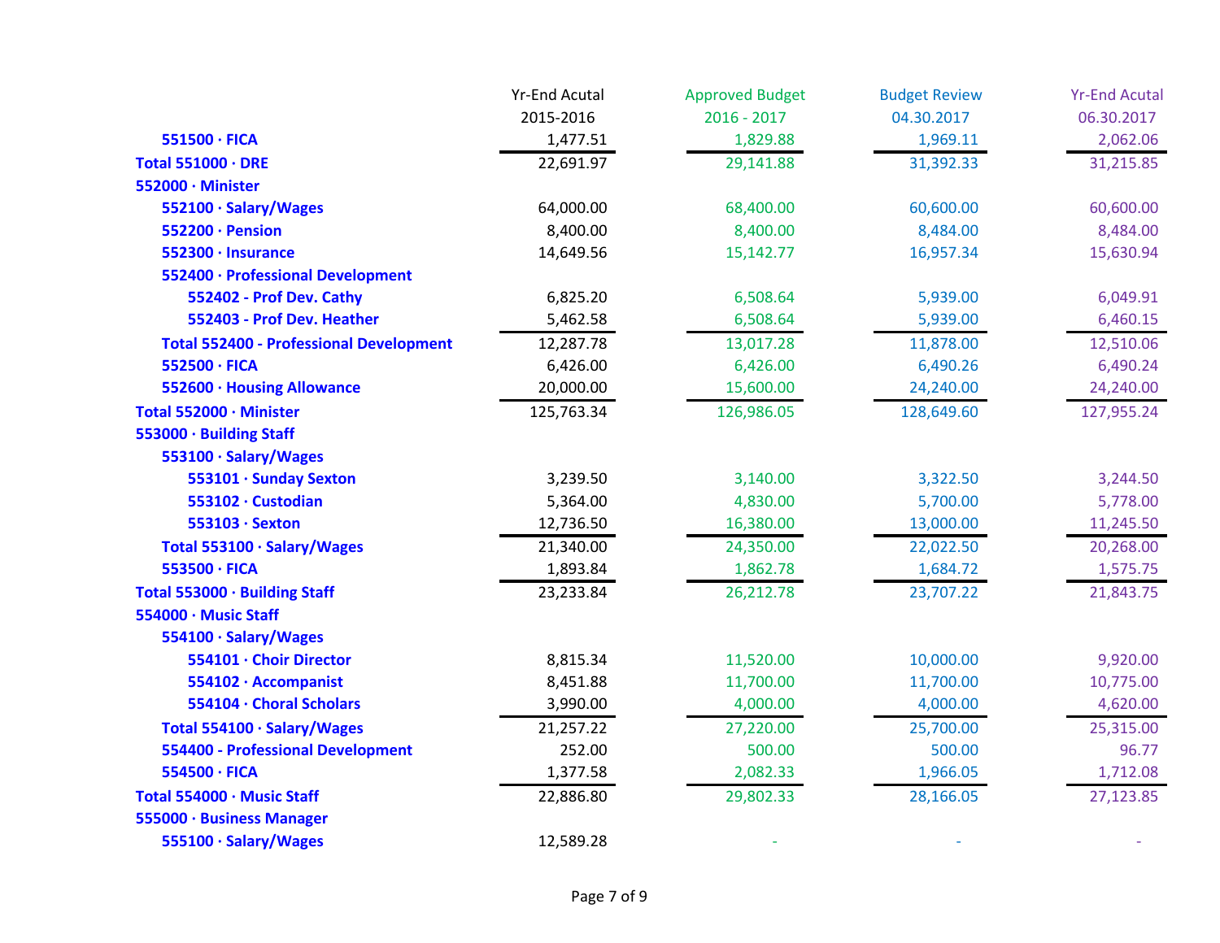| | Yr-End Acutal 2015-2016 | Approved Budget 2016 - 2017 | Budget Review 04.30.2017 | Yr-End Acutal 06.30.2017 |
|---|---|---|---|---|
| 551500 · FICA | 1,477.51 | 1,829.88 | 1,969.11 | 2,062.06 |
| **Total 551000 · DRE** | 22,691.97 | 29,141.88 | 31,392.33 | 31,215.85 |
| **552000 · Minister** | | | | |
| 552100 · Salary/Wages | 64,000.00 | 68,400.00 | 60,600.00 | 60,600.00 |
| 552200 · Pension | 8,400.00 | 8,400.00 | 8,484.00 | 8,484.00 |
| 552300 · Insurance | 14,649.56 | 15,142.77 | 16,957.34 | 15,630.94 |
| 552400 · Professional Development | | | | |
| 552402 - Prof Dev. Cathy | 6,825.20 | 6,508.64 | 5,939.00 | 6,049.91 |
| 552403 - Prof Dev. Heather | 5,462.58 | 6,508.64 | 5,939.00 | 6,460.15 |
| Total 552400 - Professional Development | 12,287.78 | 13,017.28 | 11,878.00 | 12,510.06 |
| 552500 · FICA | 6,426.00 | 6,426.00 | 6,490.26 | 6,490.24 |
| 552600 · Housing Allowance | 20,000.00 | 15,600.00 | 24,240.00 | 24,240.00 |
| **Total 552000 · Minister** | 125,763.34 | 126,986.05 | 128,649.60 | 127,955.24 |
| **553000 · Building Staff** | | | | |
| 553100 · Salary/Wages | | | | |
| 553101 · Sunday Sexton | 3,239.50 | 3,140.00 | 3,322.50 | 3,244.50 |
| 553102 · Custodian | 5,364.00 | 4,830.00 | 5,700.00 | 5,778.00 |
| 553103 · Sexton | 12,736.50 | 16,380.00 | 13,000.00 | 11,245.50 |
| Total 553100 · Salary/Wages | 21,340.00 | 24,350.00 | 22,022.50 | 20,268.00 |
| 553500 · FICA | 1,893.84 | 1,862.78 | 1,684.72 | 1,575.75 |
| **Total 553000 · Building Staff** | 23,233.84 | 26,212.78 | 23,707.22 | 21,843.75 |
| **554000 · Music Staff** | | | | |
| 554100 · Salary/Wages | | | | |
| 554101 · Choir Director | 8,815.34 | 11,520.00 | 10,000.00 | 9,920.00 |
| 554102 · Accompanist | 8,451.88 | 11,700.00 | 11,700.00 | 10,775.00 |
| 554104 · Choral Scholars | 3,990.00 | 4,000.00 | 4,000.00 | 4,620.00 |
| Total 554100 · Salary/Wages | 21,257.22 | 27,220.00 | 25,700.00 | 25,315.00 |
| 554400 - Professional Development | 252.00 | 500.00 | 500.00 | 96.77 |
| 554500 · FICA | 1,377.58 | 2,082.33 | 1,966.05 | 1,712.08 |
| **Total 554000 · Music Staff** | 22,886.80 | 29,802.33 | 28,166.05 | 27,123.85 |
| **555000 · Business Manager** | | | | |
| 555100 · Salary/Wages | 12,589.28 | - | - | - |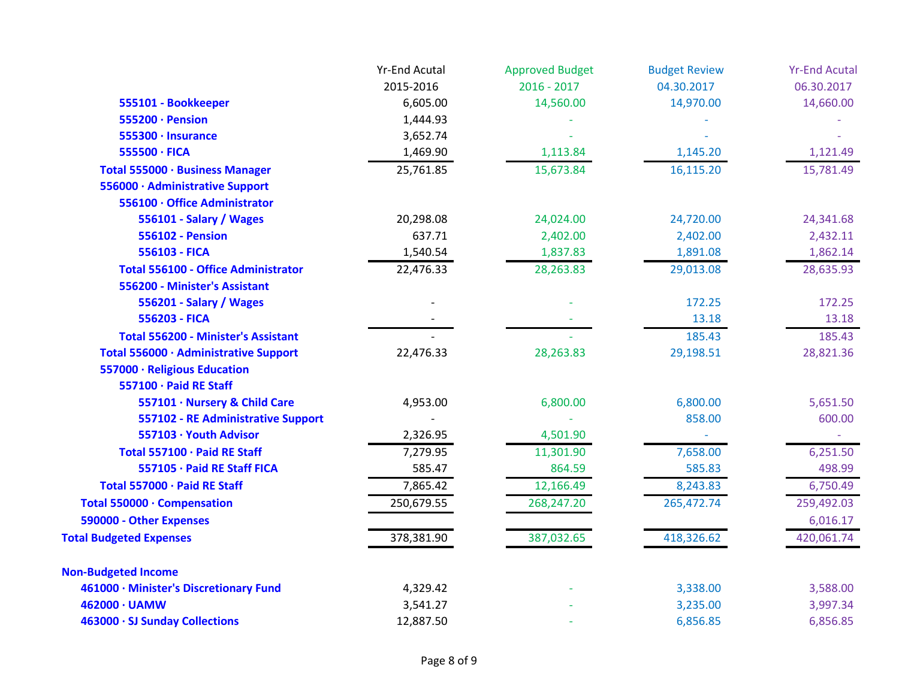| | Yr-End Acutal 2015-2016 | Approved Budget 2016 - 2017 | Budget Review 04.30.2017 | Yr-End Acutal 06.30.2017 |
|---|---|---|---|---|
| 555101 - Bookkeeper | 6,605.00 | 14,560.00 | 14,970.00 | 14,660.00 |
| 555200 · Pension | 1,444.93 | - | - | - |
| 555300 · Insurance | 3,652.74 | - | - | - |
| 555500 · FICA | 1,469.90 | 1,113.84 | 1,145.20 | 1,121.49 |
| Total 555000 · Business Manager | 25,761.85 | 15,673.84 | 16,115.20 | 15,781.49 |
| 556000 · Administrative Support | | | | |
| 556100 · Office Administrator | | | | |
| 556101 - Salary / Wages | 20,298.08 | 24,024.00 | 24,720.00 | 24,341.68 |
| 556102 - Pension | 637.71 | 2,402.00 | 2,402.00 | 2,432.11 |
| 556103 - FICA | 1,540.54 | 1,837.83 | 1,891.08 | 1,862.14 |
| Total 556100 - Office Administrator | 22,476.33 | 28,263.83 | 29,013.08 | 28,635.93 |
| 556200 - Minister's Assistant | | | | |
| 556201 - Salary / Wages | - | - | 172.25 | 172.25 |
| 556203 - FICA | - | - | 13.18 | 13.18 |
| Total 556200 - Minister's Assistant | - | - | 185.43 | 185.43 |
| Total 556000 · Administrative Support | 22,476.33 | 28,263.83 | 29,198.51 | 28,821.36 |
| 557000 · Religious Education | | | | |
| 557100 · Paid RE Staff | | | | |
| 557101 · Nursery & Child Care | 4,953.00 | 6,800.00 | 6,800.00 | 5,651.50 |
| 557102 - RE Administrative Support | - | - | 858.00 | 600.00 |
| 557103 · Youth Advisor | 2,326.95 | 4,501.90 | - | - |
| Total 557100 · Paid RE Staff | 7,279.95 | 11,301.90 | 7,658.00 | 6,251.50 |
| 557105 · Paid RE Staff FICA | 585.47 | 864.59 | 585.83 | 498.99 |
| Total 557000 · Paid RE Staff | 7,865.42 | 12,166.49 | 8,243.83 | 6,750.49 |
| Total 550000 · Compensation | 250,679.55 | 268,247.20 | 265,472.74 | 259,492.03 |
| 590000 - Other Expenses | | | | 6,016.17 |
| Total Budgeted Expenses | 378,381.90 | 387,032.65 | 418,326.62 | 420,061.74 |
| | | | | |
| Non-Budgeted Income | | | | |
| 461000 · Minister's Discretionary Fund | 4,329.42 | - | 3,338.00 | 3,588.00 |
| 462000 · UAMW | 3,541.27 | - | 3,235.00 | 3,997.34 |
| 463000 · SJ Sunday Collections | 12,887.50 | - | 6,856.85 | 6,856.85 |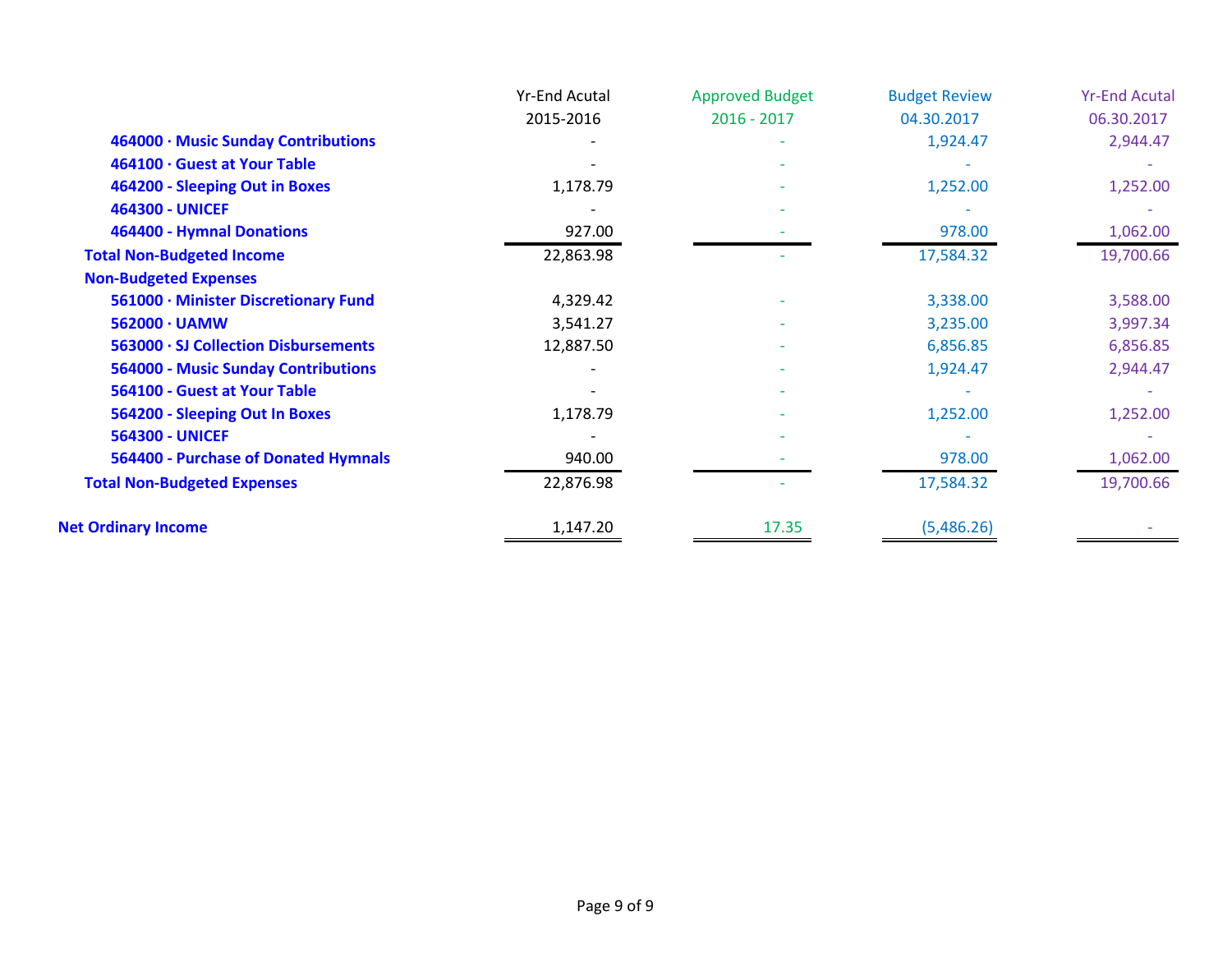| | Yr-End Acutal 2015-2016 | Approved Budget 2016 - 2017 | Budget Review 04.30.2017 | Yr-End Acutal 06.30.2017 |
|---|---|---|---|---|
| **464000 · Music Sunday Contributions** | - | - | 1,924.47 | 2,944.47 |
| **464100 · Guest at Your Table** | - | - | - | - |
| **464200 - Sleeping Out in Boxes** | 1,178.79 | - | 1,252.00 | 1,252.00 |
| **464300 - UNICEF** | - | - | - | - |
| **464400 - Hymnal Donations** | 927.00 | - | 978.00 | 1,062.00 |
| **Total Non-Budgeted Income** | 22,863.98 | - | 17,584.32 | 19,700.66 |
| **Non-Budgeted Expenses** | | | | |
| **561000 · Minister Discretionary Fund** | 4,329.42 | - | 3,338.00 | 3,588.00 |
| **562000 · UAMW** | 3,541.27 | - | 3,235.00 | 3,997.34 |
| **563000 · SJ Collection Disbursements** | 12,887.50 | - | 6,856.85 | 6,856.85 |
| **564000 - Music Sunday Contributions** | - | - | 1,924.47 | 2,944.47 |
| **564100 - Guest at Your Table** | - | - | - | - |
| **564200 - Sleeping Out In Boxes** | 1,178.79 | - | 1,252.00 | 1,252.00 |
| **564300 - UNICEF** | - | - | - | - |
| **564400 - Purchase of Donated Hymnals** | 940.00 | - | 978.00 | 1,062.00 |
| **Total Non-Budgeted Expenses** | 22,876.98 | - | 17,584.32 | 19,700.66 |
| | | | | |
| **Net Ordinary Income** | 1,147.20 | 17.35 | (5,486.26) | - |